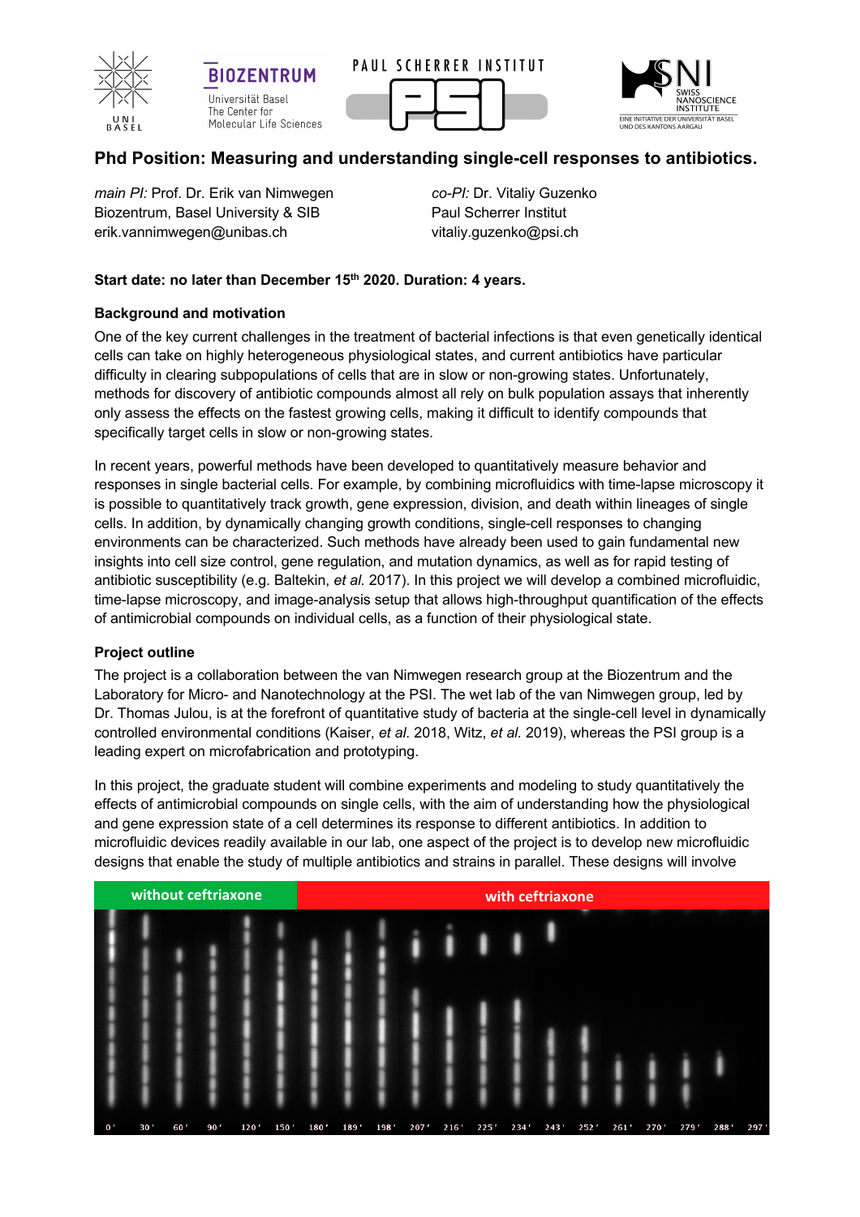# Phd Position: Measuring and understanding single-cell responses to antibiotics.

*main PI:* Prof. Dr. Erik van Nimwegen
Biozentrum, Basel University & SIB
erik.vannimwegen@unibas.ch

*co-PI:* Dr. Vitaliy Guzenko
Paul Scherrer Institut
vitaliy.guzenko@psi.ch

**Start date: no later than December 15th 2020. Duration: 4 years.**

### Background and motivation

One of the key current challenges in the treatment of bacterial infections is that even genetically identical cells can take on highly heterogeneous physiological states, and current antibiotics have particular difficulty in clearing subpopulations of cells that are in slow or non-growing states. Unfortunately, methods for discovery of antibiotic compounds almost all rely on bulk population assays that inherently only assess the effects on the fastest growing cells, making it difficult to identify compounds that specifically target cells in slow or non-growing states.

In recent years, powerful methods have been developed to quantitatively measure behavior and responses in single bacterial cells. For example, by combining microfluidics with time-lapse microscopy it is possible to quantitatively track growth, gene expression, division, and death within lineages of single cells. In addition, by dynamically changing growth conditions, single-cell responses to changing environments can be characterized. Such methods have already been used to gain fundamental new insights into cell size control, gene regulation, and mutation dynamics, as well as for rapid testing of antibiotic susceptibility (e.g. Baltekin, *et al.* 2017). In this project we will develop a combined microfluidic, time-lapse microscopy, and image-analysis setup that allows high-throughput quantification of the effects of antimicrobial compounds on individual cells, as a function of their physiological state.

### Project outline

The project is a collaboration between the van Nimwegen research group at the Biozentrum and the Laboratory for Micro- and Nanotechnology at the PSI. The wet lab of the van Nimwegen group, led by Dr. Thomas Julou, is at the forefront of quantitative study of bacteria at the single-cell level in dynamically controlled environmental conditions (Kaiser, *et al.* 2018, Witz, *et al.* 2019), whereas the PSI group is a leading expert on microfabrication and prototyping.

In this project, the graduate student will combine experiments and modeling to study quantitatively the effects of antimicrobial compounds on single cells, with the aim of understanding how the physiological and gene expression state of a cell determines its response to different antibiotics. In addition to microfluidic devices readily available in our lab, one aspect of the project is to develop new microfluidic designs that enable the study of multiple antibiotics and strains in parallel. These designs will involve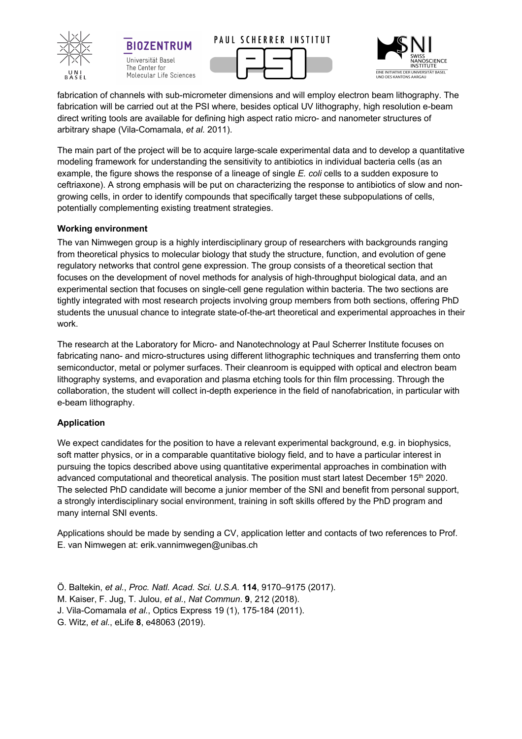fabrication of channels with sub-micrometer dimensions and will employ electron beam lithography. The fabrication will be carried out at the PSI where, besides optical UV lithography, high resolution e-beam direct writing tools are available for defining high aspect ratio micro- and nanometer structures of arbitrary shape (Vila-Comamala, *et al.* 2011).

The main part of the project will be to acquire large-scale experimental data and to develop a quantitative modeling framework for understanding the sensitivity to antibiotics in individual bacteria cells (as an example, the figure shows the response of a lineage of single *E. coli* cells to a sudden exposure to ceftriaxone). A strong emphasis will be put on characterizing the response to antibiotics of slow and non-growing cells, in order to identify compounds that specifically target these subpopulations of cells, potentially complementing existing treatment strategies.

**Working environment**

The van Nimwegen group is a highly interdisciplinary group of researchers with backgrounds ranging from theoretical physics to molecular biology that study the structure, function, and evolution of gene regulatory networks that control gene expression. The group consists of a theoretical section that focuses on the development of novel methods for analysis of high-throughput biological data, and an experimental section that focuses on single-cell gene regulation within bacteria. The two sections are tightly integrated with most research projects involving group members from both sections, offering PhD students the unusual chance to integrate state-of-the-art theoretical and experimental approaches in their work.

The research at the Laboratory for Micro- and Nanotechnology at Paul Scherrer Institute focuses on fabricating nano- and micro-structures using different lithographic techniques and transferring them onto semiconductor, metal or polymer surfaces. Their cleanroom is equipped with optical and electron beam lithography systems, and evaporation and plasma etching tools for thin film processing. Through the collaboration, the student will collect in-depth experience in the field of nanofabrication, in particular with e-beam lithography.

**Application**

We expect candidates for the position to have a relevant experimental background, e.g. in biophysics, soft matter physics, or in a comparable quantitative biology field, and to have a particular interest in pursuing the topics described above using quantitative experimental approaches in combination with advanced computational and theoretical analysis. The position must start latest December 15th 2020. The selected PhD candidate will become a junior member of the SNI and benefit from personal support, a strongly interdisciplinary social environment, training in soft skills offered by the PhD program and many internal SNI events.

Applications should be made by sending a CV, application letter and contacts of two references to Prof. E. van Nimwegen at: erik.vannimwegen@unibas.ch

Ö. Baltekin, *et al.*, *Proc. Natl. Acad. Sci. U.S.A.* **114**, 9170–9175 (2017).
M. Kaiser, F. Jug, T. Julou, *et al.*, *Nat Commun*. **9**, 212 (2018).
J. Vila-Comamala *et al.*, Optics Express 19 (1), 175-184 (2011).
G. Witz, *et al.*, eLife **8**, e48063 (2019).